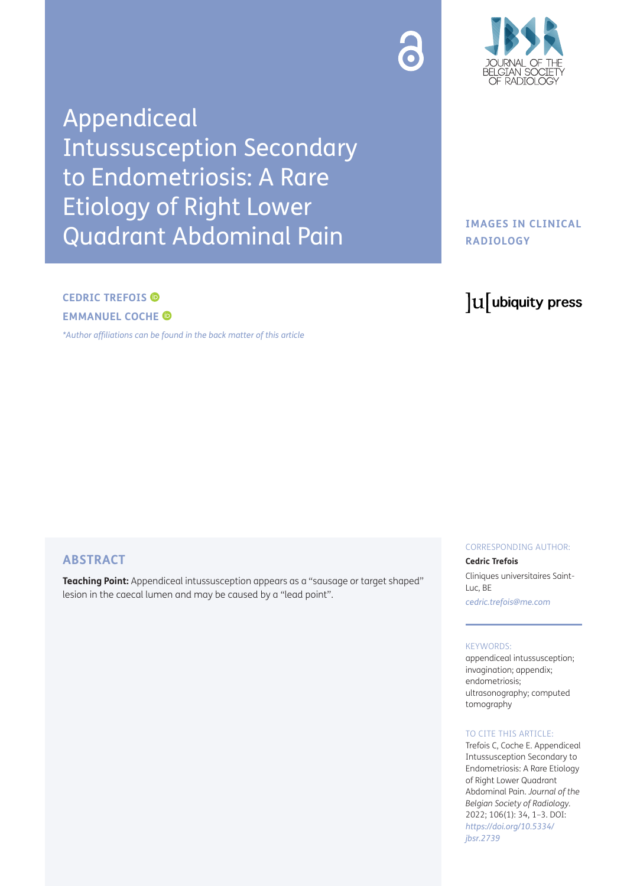# Appendiceal Intussusception Secondary to Endometriosis: A Rare Etiology of Right Lower Quadrant Abdominal Pain

IMAGES IN CLINICAL RADIOLOGY

CEDRIC TREFOIS

EMMANUEL COCHE

*Author affiliations can be found in the back matter of this article*

## ABSTRACT

**Teaching Point:** Appendiceal intussusception appears as a "sausage or target shaped" lesion in the caecal lumen and may be caused by a "lead point".

CORRESPONDING AUTHOR:

**Cedric Trefois**

Cliniques universitaires Saint-Luc, BE

*cedric.trefois@me.com*

KEYWORDS:

appendiceal intussusception; invagination; appendix; endometriosis; ultrasonography; computed tomography

TO CITE THIS ARTICLE:

Trefois C, Coche E. Appendiceal Intussusception Secondary to Endometriosis: A Rare Etiology of Right Lower Quadrant Abdominal Pain. *Journal of the Belgian Society of Radiology.* 2022; 106(1): 34, 1–3. DOI: *https://doi.org/10.5334/jbsr.2739*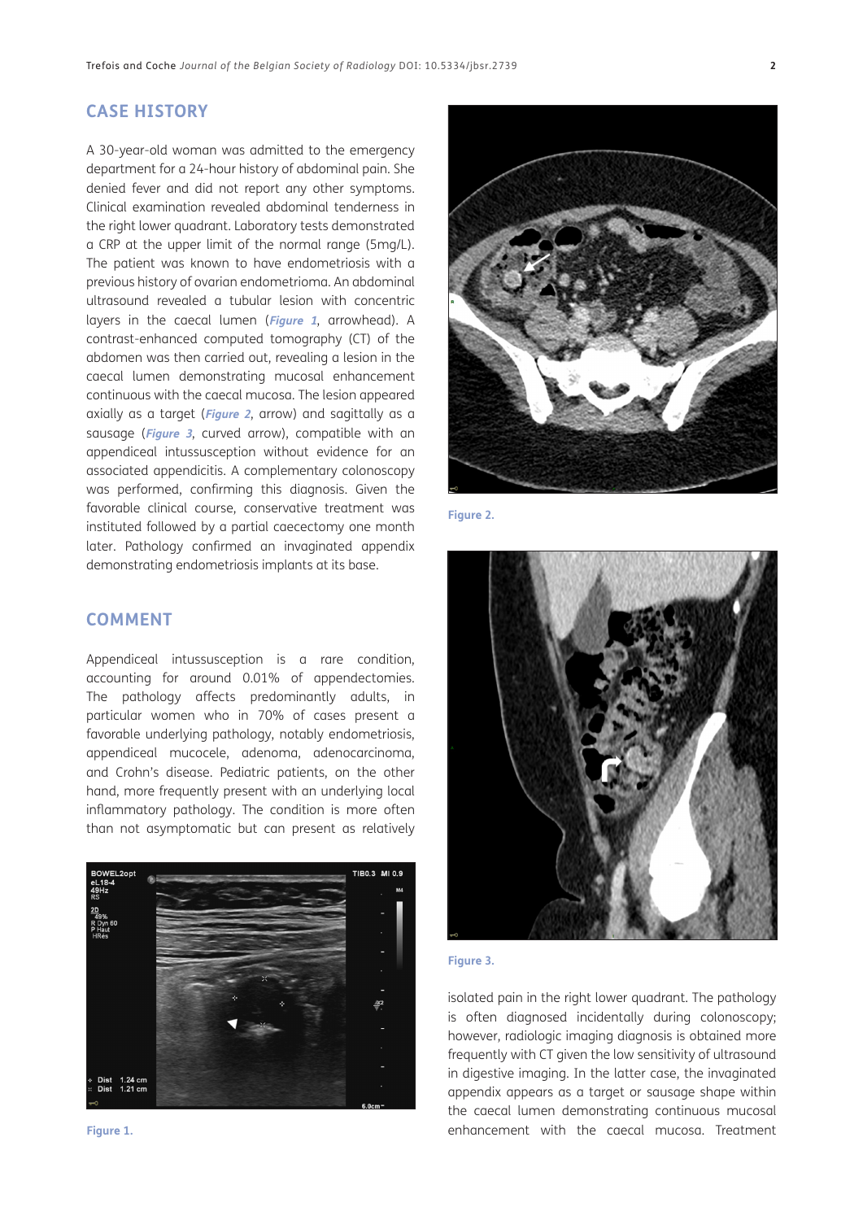## CASE HISTORY

A 30-year-old woman was admitted to the emergency department for a 24-hour history of abdominal pain. She denied fever and did not report any other symptoms. Clinical examination revealed abdominal tenderness in the right lower quadrant. Laboratory tests demonstrated a CRP at the upper limit of the normal range (5mg/L). The patient was known to have endometriosis with a previous history of ovarian endometrioma. An abdominal ultrasound revealed a tubular lesion with concentric layers in the caecal lumen (***Figure 1***, arrowhead). A contrast-enhanced computed tomography (CT) of the abdomen was then carried out, revealing a lesion in the caecal lumen demonstrating mucosal enhancement continuous with the caecal mucosa. The lesion appeared axially as a target (***Figure 2***, arrow) and sagittally as a sausage (***Figure 3***, curved arrow), compatible with an appendiceal intussusception without evidence for an associated appendicitis. A complementary colonoscopy was performed, confirming this diagnosis. Given the favorable clinical course, conservative treatment was instituted followed by a partial caecectomy one month later. Pathology confirmed an invaginated appendix demonstrating endometriosis implants at its base.

## COMMENT

Appendiceal intussusception is a rare condition, accounting for around 0.01% of appendectomies. The pathology affects predominantly adults, in particular women who in 70% of cases present a favorable underlying pathology, notably endometriosis, appendiceal mucocele, adenoma, adenocarcinoma, and Crohn's disease. Pediatric patients, on the other hand, more frequently present with an underlying local inflammatory pathology. The condition is more often than not asymptomatic but can present as relatively isolated pain in the right lower quadrant. The pathology is often diagnosed incidentally during colonoscopy; however, radiologic imaging diagnosis is obtained more frequently with CT given the low sensitivity of ultrasound in digestive imaging. In the latter case, the invaginated appendix appears as a target or sausage shape within the caecal lumen demonstrating continuous mucosal enhancement with the caecal mucosa. Treatment

**Figure 1.**

**Figure 2.**

**Figure 3.**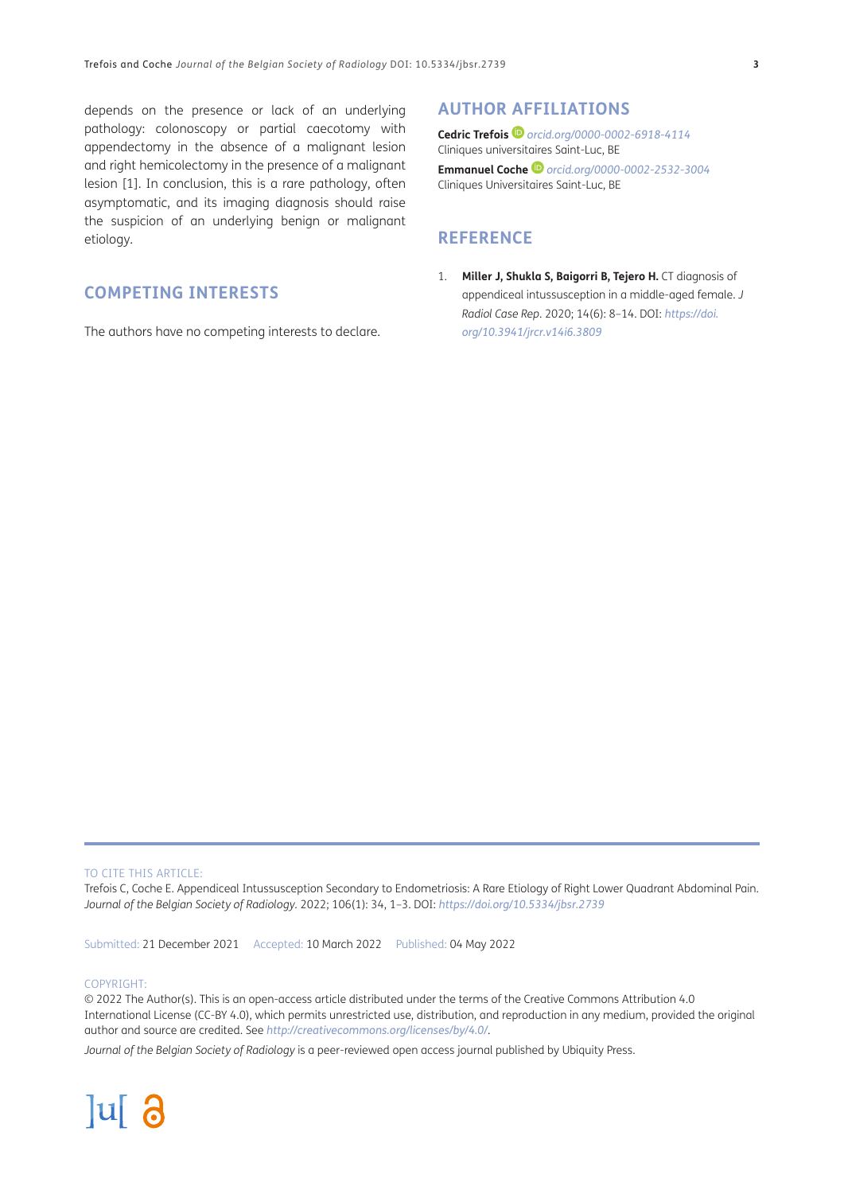depends on the presence or lack of an underlying pathology: colonoscopy or partial caecotomy with appendectomy in the absence of a malignant lesion and right hemicolectomy in the presence of a malignant lesion [1]. In conclusion, this is a rare pathology, often asymptomatic, and its imaging diagnosis should raise the suspicion of an underlying benign or malignant etiology.

## COMPETING INTERESTS

The authors have no competing interests to declare.

## AUTHOR AFFILIATIONS

**Cedric Trefois** *orcid.org/0000-0002-6918-4114*
Cliniques universitaires Saint-Luc, BE

**Emmanuel Coche** *orcid.org/0000-0002-2532-3004*
Cliniques Universitaires Saint-Luc, BE

## REFERENCE

1. **Miller J, Shukla S, Baigorri B, Tejero H.** CT diagnosis of appendiceal intussusception in a middle-aged female. *J Radiol Case Rep*. 2020; 14(6): 8–14. DOI: *https://doi.org/10.3941/jrcr.v14i6.3809*

TO CITE THIS ARTICLE:

Trefois C, Coche E. Appendiceal Intussusception Secondary to Endometriosis: A Rare Etiology of Right Lower Quadrant Abdominal Pain. *Journal of the Belgian Society of Radiology*. 2022; 106(1): 34, 1–3. DOI: *https://doi.org/10.5334/jbsr.2739*

Submitted: 21 December 2021 Accepted: 10 March 2022 Published: 04 May 2022

COPYRIGHT:

© 2022 The Author(s). This is an open-access article distributed under the terms of the Creative Commons Attribution 4.0 International License (CC-BY 4.0), which permits unrestricted use, distribution, and reproduction in any medium, provided the original author and source are credited. See *http://creativecommons.org/licenses/by/4.0/*.

*Journal of the Belgian Society of Radiology* is a peer-reviewed open access journal published by Ubiquity Press.